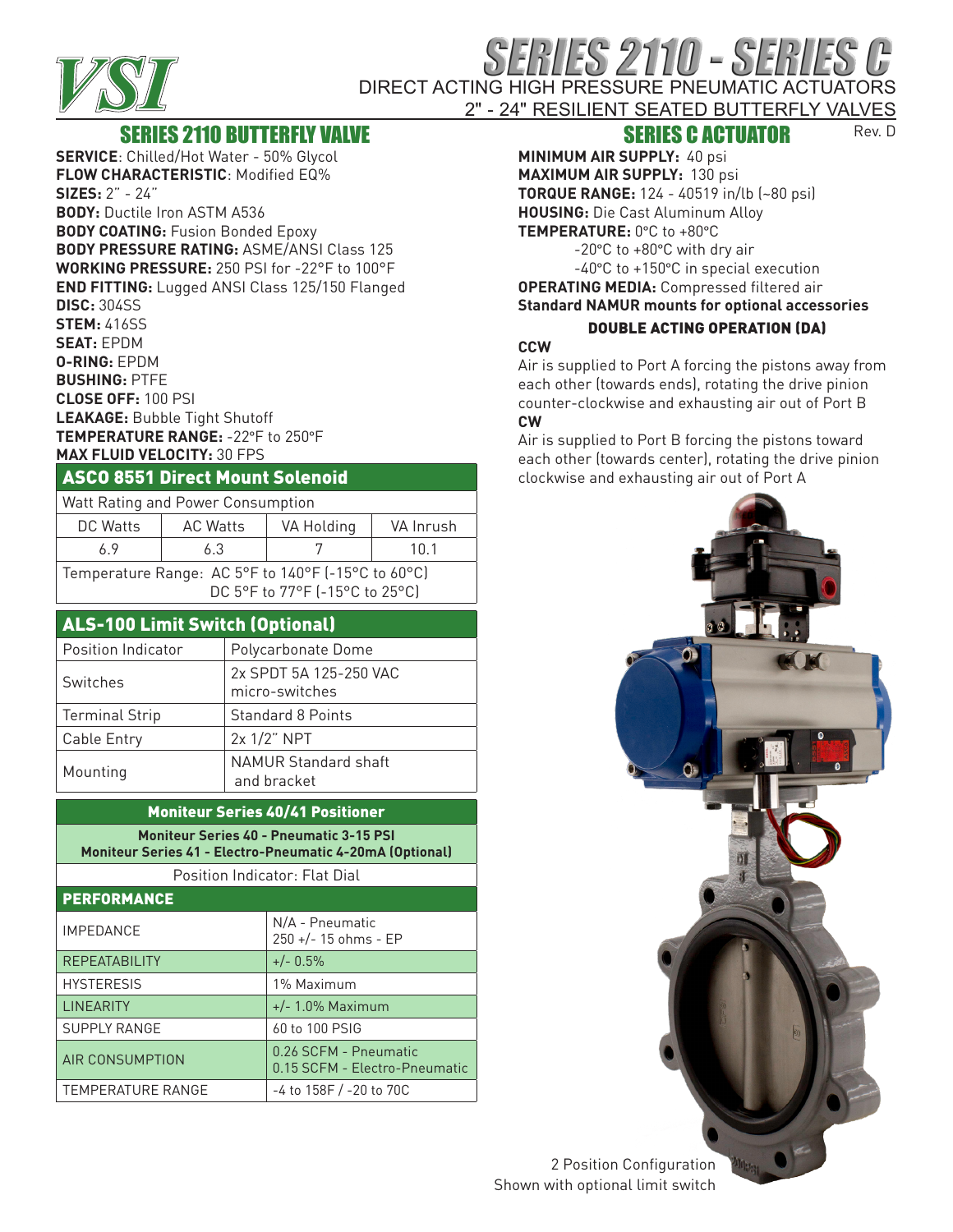# SERIES 2110 - SERIES C

DIRECT ACTING HIGH PRESSURE PNEUMATIC ACTUATORS
2" - 24" RESILIENT SEATED BUTTERFLY VALVES

Rev. D

## SERIES 2110 BUTTERFLY VALVE

**SERVICE**: Chilled/Hot Water - 50% Glycol
**FLOW CHARACTERISTIC**: Modified EQ%
**SIZES:** 2" - 24"
**BODY:** Ductile Iron ASTM A536
**BODY COATING:** Fusion Bonded Epoxy
**BODY PRESSURE RATING:** ASME/ANSI Class 125
**WORKING PRESSURE:** 250 PSI for -22°F to 100°F
**END FITTING:** Lugged ANSI Class 125/150 Flanged
**DISC:** 304SS
**STEM:** 416SS
**SEAT:** EPDM
**O-RING:** EPDM
**BUSHING:** PTFE
**CLOSE OFF:** 100 PSI
**LEAKAGE:** Bubble Tight Shutoff
**TEMPERATURE RANGE:** -22°F to 250°F
**MAX FLUID VELOCITY:** 30 FPS

### ASCO 8551 Direct Mount Solenoid

| Watt Rating and Power Consumption | | | |
|---|---|---|---|
| DC Watts | AC Watts | VA Holding | VA Inrush |
| 6.9 | 6.3 | 7 | 10.1 |
| Temperature Range: AC 5°F to 140°F (-15°C to 60°C) DC 5°F to 77°F (-15°C to 25°C) | | | |

### ALS-100 Limit Switch (Optional)

| Position Indicator | Polycarbonate Dome |
|---|---|
| Switches | 2x SPDT 5A 125-250 VAC micro-switches |
| Terminal Strip | Standard 8 Points |
| Cable Entry | 2x 1/2" NPT |
| Mounting | NAMUR Standard shaft and bracket |

### Moniteur Series 40/41 Positioner

**Moniteur Series 40 - Pneumatic 3-15 PSI**
**Moniteur Series 41 - Electro-Pneumatic 4-20mA (Optional)**

Position Indicator: Flat Dial

| PERFORMANCE | |
|---|---|
| IMPEDANCE | N/A - Pneumatic 250 +/- 15 ohms - EP |
| REPEATABILITY | +/- 0.5% |
| HYSTERESIS | 1% Maximum |
| LINEARITY | +/- 1.0% Maximum |
| SUPPLY RANGE | 60 to 100 PSIG |
| AIR CONSUMPTION | 0.26 SCFM - Pneumatic 0.15 SCFM - Electro-Pneumatic |
| TEMPERATURE RANGE | -4 to 158F / -20 to 70C |

## SERIES C ACTUATOR

**MINIMUM AIR SUPPLY:** 40 psi
**MAXIMUM AIR SUPPLY:** 130 psi
**TORQUE RANGE:** 124 - 40519 in/lb (~80 psi)
**HOUSING:** Die Cast Aluminum Alloy
**TEMPERATURE:** 0°C to +80°C
-20°C to +80°C with dry air
-40°C to +150°C in special execution
**OPERATING MEDIA:** Compressed filtered air
**Standard NAMUR mounts for optional accessories**

### DOUBLE ACTING OPERATION (DA)

**CCW**
Air is supplied to Port A forcing the pistons away from each other (towards ends), rotating the drive pinion counter-clockwise and exhausting air out of Port B

**CW**
Air is supplied to Port B forcing the pistons toward each other (towards center), rotating the drive pinion clockwise and exhausting air out of Port A

2 Position Configuration
Shown with optional limit switch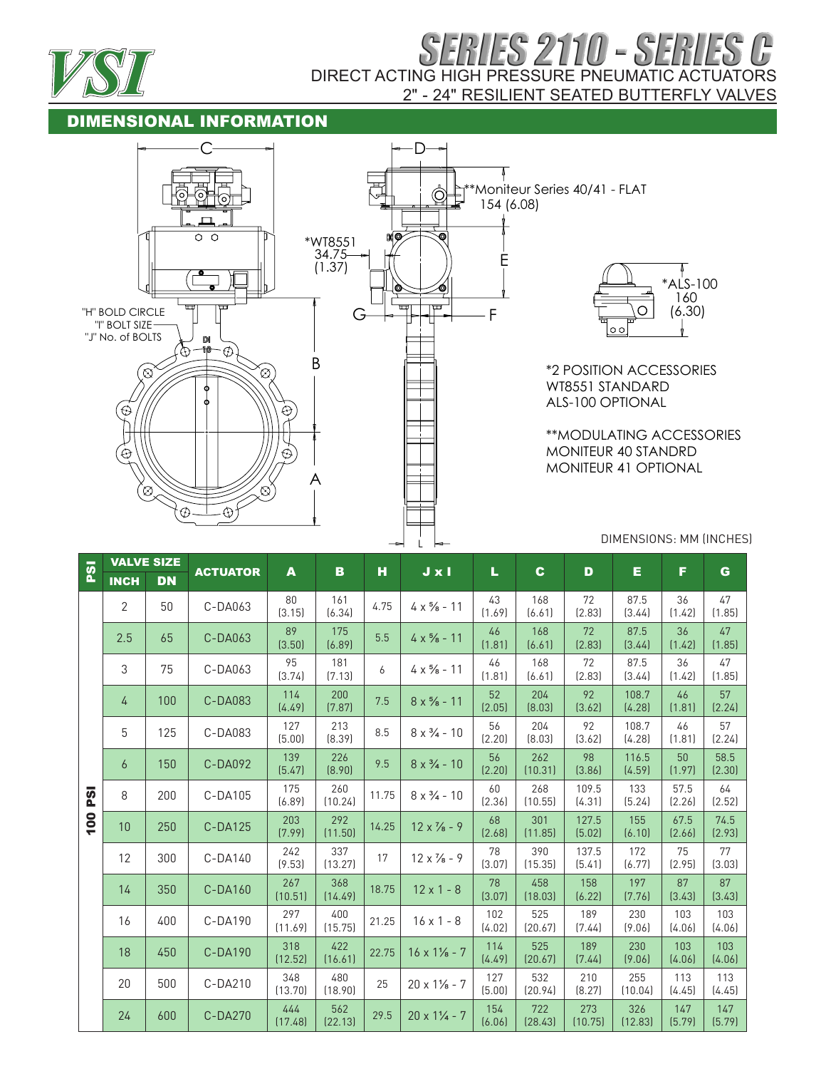# SERIES 2110 - SERIES C

DIRECT ACTING HIGH PRESSURE PNEUMATIC ACTUATORS

2" - 24" RESILIENT SEATED BUTTERFLY VALVES

## DIMENSIONAL INFORMATION

C

D

**Moniteur Series 40/41 - FLAT
154 (6.08)

*WT8551
34.75
(1.37)

E

"H" BOLD CIRCLE
"I" BOLT SIZE
"J" No. of BOLTS

G

F

B

A

L

*ALS-100
160
(6.30)

*2 POSITION ACCESSORIES
WT8551 STANDARD
ALS-100 OPTIONAL

**MODULATING ACCESSORIES
MONITEUR 40 STANDRD
MONITEUR 41 OPTIONAL

DIMENSIONS: MM (INCHES)

| PSI | VALVE SIZE | | ACTUATOR | A | B | H | J x I | L | C | D | E | F | G |
|---|---|---|---|---|---|---|---|---|---|---|---|---|---|
| | INCH | DN | | | | | | | | | | | |
| 100 PSI | 2 | 50 | C-DA063 | 80 (3.15) | 161 (6.34) | 4.75 | 4 x ⅝ - 11 | 43 (1.69) | 168 (6.61) | 72 (2.83) | 87.5 (3.44) | 36 (1.42) | 47 (1.85) |
| | 2.5 | 65 | C-DA063 | 89 (3.50) | 175 (6.89) | 5.5 | 4 x ⅝ - 11 | 46 (1.81) | 168 (6.61) | 72 (2.83) | 87.5 (3.44) | 36 (1.42) | 47 (1.85) |
| | 3 | 75 | C-DA063 | 95 (3.74) | 181 (7.13) | 6 | 4 x ⅝ - 11 | 46 (1.81) | 168 (6.61) | 72 (2.83) | 87.5 (3.44) | 36 (1.42) | 47 (1.85) |
| | 4 | 100 | C-DA083 | 114 (4.49) | 200 (7.87) | 7.5 | 8 x ⅝ - 11 | 52 (2.05) | 204 (8.03) | 92 (3.62) | 108.7 (4.28) | 46 (1.81) | 57 (2.24) |
| | 5 | 125 | C-DA083 | 127 (5.00) | 213 (8.39) | 8.5 | 8 x ¾ - 10 | 56 (2.20) | 204 (8.03) | 92 (3.62) | 108.7 (4.28) | 46 (1.81) | 57 (2.24) |
| | 6 | 150 | C-DA092 | 139 (5.47) | 226 (8.90) | 9.5 | 8 x ¾ - 10 | 56 (2.20) | 262 (10.31) | 98 (3.86) | 116.5 (4.59) | 50 (1.97) | 58.5 (2.30) |
| | 8 | 200 | C-DA105 | 175 (6.89) | 260 (10.24) | 11.75 | 8 x ¾ - 10 | 60 (2.36) | 268 (10.55) | 109.5 (4.31) | 133 (5.24) | 57.5 (2.26) | 64 (2.52) |
| | 10 | 250 | C-DA125 | 203 (7.99) | 292 (11.50) | 14.25 | 12 x ⅞ - 9 | 68 (2.68) | 301 (11.85) | 127.5 (5.02) | 155 (6.10) | 67.5 (2.66) | 74.5 (2.93) |
| | 12 | 300 | C-DA140 | 242 (9.53) | 337 (13.27) | 17 | 12 x ⅞ - 9 | 78 (3.07) | 390 (15.35) | 137.5 (5.41) | 172 (6.77) | 75 (2.95) | 77 (3.03) |
| | 14 | 350 | C-DA160 | 267 (10.51) | 368 (14.49) | 18.75 | 12 x 1 - 8 | 78 (3.07) | 458 (18.03) | 158 (6.22) | 197 (7.76) | 87 (3.43) | 87 (3.43) |
| | 16 | 400 | C-DA190 | 297 (11.69) | 400 (15.75) | 21.25 | 16 x 1 - 8 | 102 (4.02) | 525 (20.67) | 189 (7.44) | 230 (9.06) | 103 (4.06) | 103 (4.06) |
| | 18 | 450 | C-DA190 | 318 (12.52) | 422 (16.61) | 22.75 | 16 x 1⅛ - 7 | 114 (4.49) | 525 (20.67) | 189 (7.44) | 230 (9.06) | 103 (4.06) | 103 (4.06) |
| | 20 | 500 | C-DA210 | 348 (13.70) | 480 (18.90) | 25 | 20 x 1⅛ - 7 | 127 (5.00) | 532 (20.94) | 210 (8.27) | 255 (10.04) | 113 (4.45) | 113 (4.45) |
| | 24 | 600 | C-DA270 | 444 (17.48) | 562 (22.13) | 29.5 | 20 x 1¼ - 7 | 154 (6.06) | 722 (28.43) | 273 (10.75) | 326 (12.83) | 147 (5.79) | 147 (5.79) |